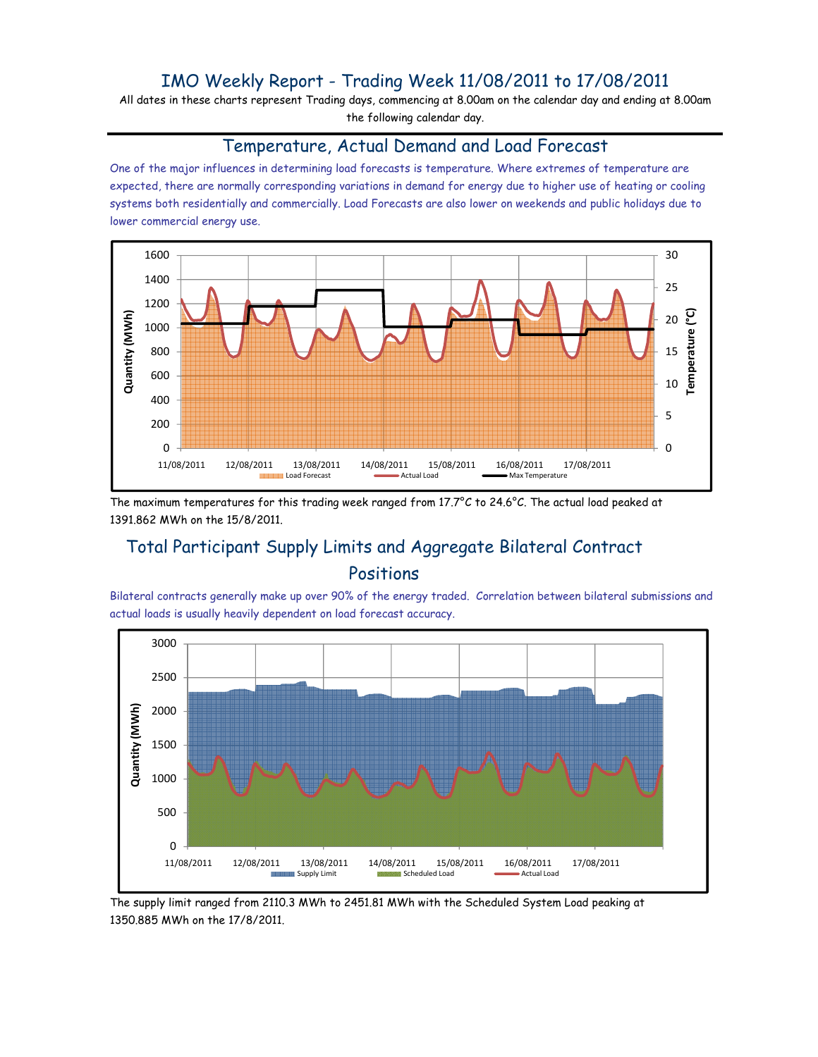# IMO Weekly Report - Trading Week 11/08/2011 to 17/08/2011

All dates in these charts represent Trading days, commencing at 8.00am on the calendar day and ending at 8.00am the following calendar day.

## Temperature, Actual Demand and Load Forecast

One of the major influences in determining load forecasts is temperature. Where extremes of temperature are expected, there are normally corresponding variations in demand for energy due to higher use of heating or cooling systems both residentially and commercially. Load Forecasts are also lower on weekends and public holidays due to lower commercial energy use.

The maximum temperatures for this trading week ranged from 17.7°C to 24.6°C. The actual load peaked at 1391.862 MWh on the 15/8/2011.

## Total Participant Supply Limits and Aggregate Bilateral Contract Positions

Bilateral contracts generally make up over 90% of the energy traded. Correlation between bilateral submissions and actual loads is usually heavily dependent on load forecast accuracy.

The supply limit ranged from 2110.3 MWh to 2451.81 MWh with the Scheduled System Load peaking at 1350.885 MWh on the 17/8/2011.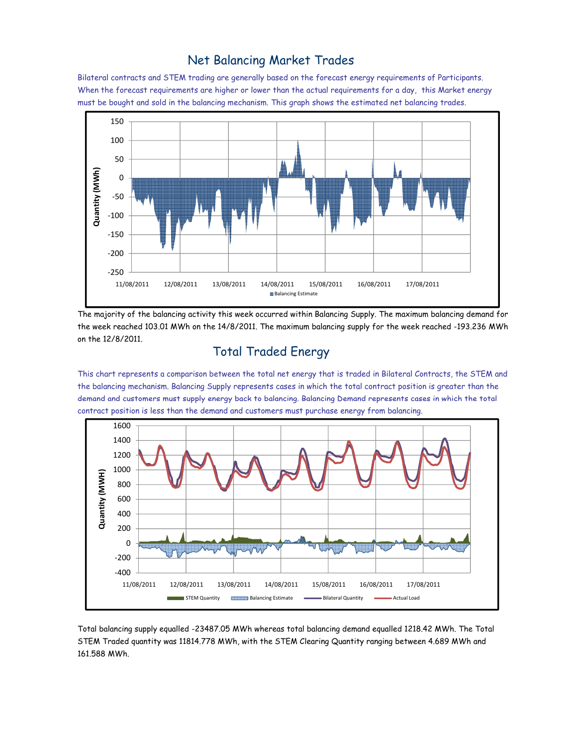## Net Balancing Market Trades

Bilateral contracts and STEM trading are generally based on the forecast energy requirements of Participants. When the forecast requirements are higher or lower than the actual requirements for a day, this Market energy must be bought and sold in the balancing mechanism. This graph shows the estimated net balancing trades.

The majority of the balancing activity this week occurred within Balancing Supply. The maximum balancing demand for the week reached 103.01 MWh on the 14/8/2011. The maximum balancing supply for the week reached -193.236 MWh on the 12/8/2011.

## Total Traded Energy

This chart represents a comparison between the total net energy that is traded in Bilateral Contracts, the STEM and the balancing mechanism. Balancing Supply represents cases in which the total contract position is greater than the demand and customers must supply energy back to balancing. Balancing Demand represents cases in which the total contract position is less than the demand and customers must purchase energy from balancing.

Total balancing supply equalled -23487.05 MWh whereas total balancing demand equalled 1218.42 MWh. The Total STEM Traded quantity was 11814.778 MWh, with the STEM Clearing Quantity ranging between 4.689 MWh and 161.588 MWh.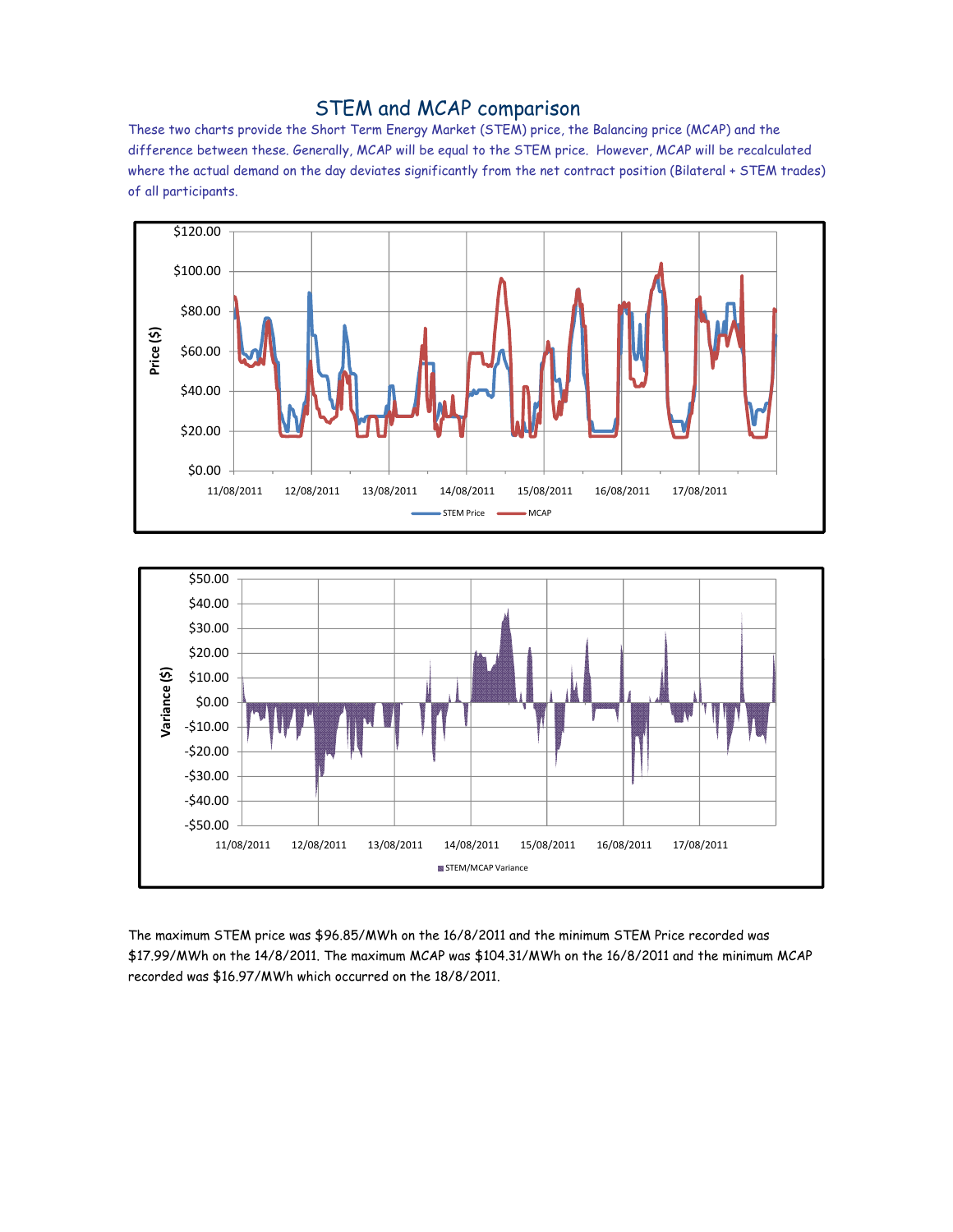# STEM and MCAP comparison

These two charts provide the Short Term Energy Market (STEM) price, the Balancing price (MCAP) and the difference between these. Generally, MCAP will be equal to the STEM price. However, MCAP will be recalculated where the actual demand on the day deviates significantly from the net contract position (Bilateral + STEM trades) of all participants.

Price ($)

$120.00
$100.00
$80.00
$60.00
$40.00
$20.00
$0.00

11/08/2011 12/08/2011 13/08/2011 14/08/2011 15/08/2011 16/08/2011 17/08/2011

STEM Price MCAP

Variance ($)

$50.00
$40.00
$30.00
$20.00
$10.00
$0.00
-$10.00
-$20.00
-$30.00
-$40.00
-$50.00

11/08/2011 12/08/2011 13/08/2011 14/08/2011 15/08/2011 16/08/2011 17/08/2011

STEM/MCAP Variance

The maximum STEM price was $96.85/MWh on the 16/8/2011 and the minimum STEM Price recorded was $17.99/MWh on the 14/8/2011. The maximum MCAP was $104.31/MWh on the 16/8/2011 and the minimum MCAP recorded was $16.97/MWh which occurred on the 18/8/2011.